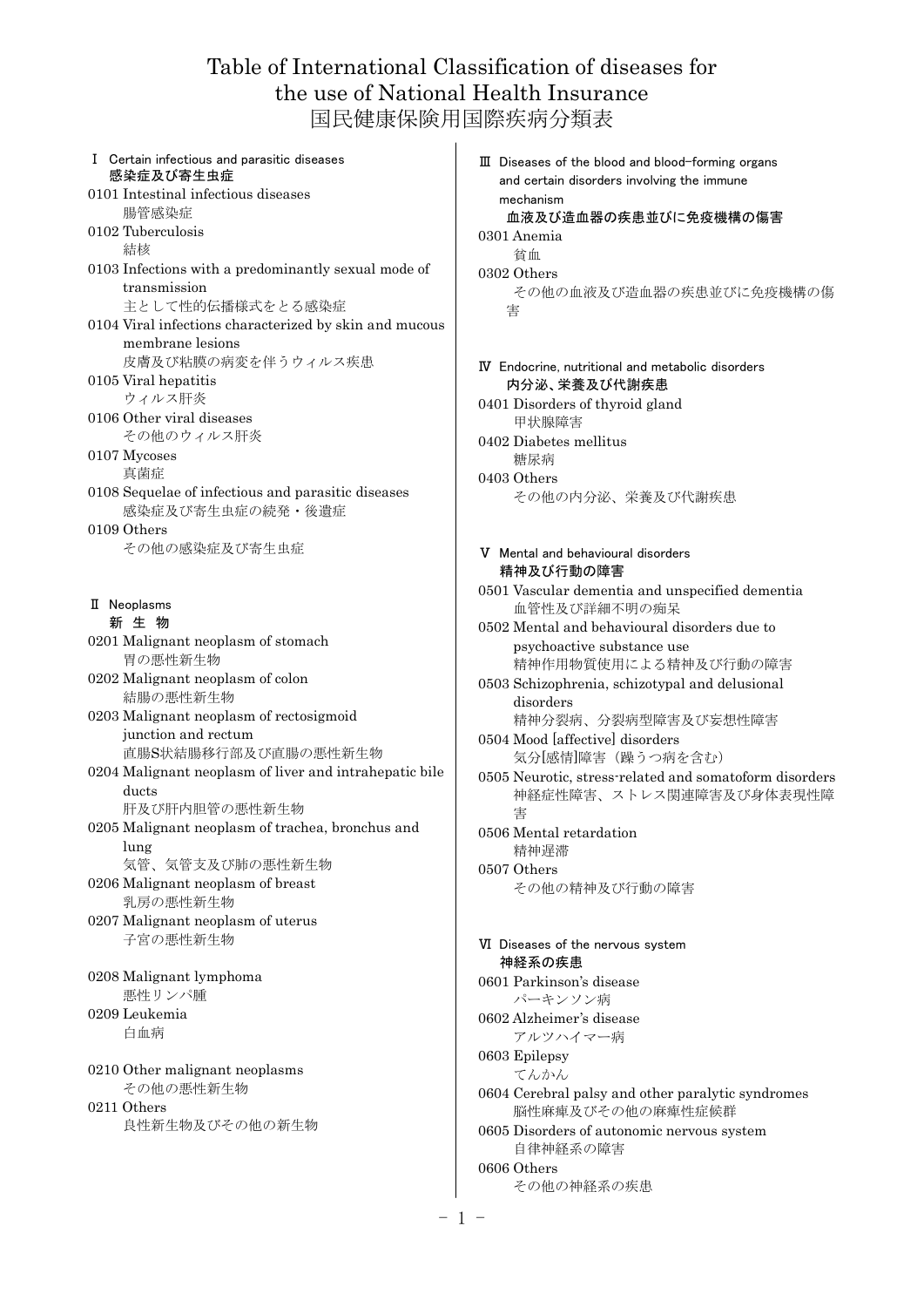# Table of International Classification of diseases for the use of National Health Insurance
# 国民健康保険用国際疾病分類表

## Ⅰ Certain infectious and parasitic diseases
**感染症及び寄生虫症**

- 0101 Intestinal infectious diseases
  腸管感染症
- 0102 Tuberculosis
  結核
- 0103 Infections with a predominantly sexual mode of transmission
  主として性的伝播様式をとる感染症
- 0104 Viral infections characterized by skin and mucous membrane lesions
  皮膚及び粘膜の病変を伴うウィルス疾患
- 0105 Viral hepatitis
  ウィルス肝炎
- 0106 Other viral diseases
  その他のウィルス肝炎
- 0107 Mycoses
  真菌症
- 0108 Sequelae of infectious and parasitic diseases
  感染症及び寄生虫症の続発・後遺症
- 0109 Others
  その他の感染症及び寄生虫症

## Ⅱ Neoplasms
**新 生 物**

- 0201 Malignant neoplasm of stomach
  胃の悪性新生物
- 0202 Malignant neoplasm of colon
  結腸の悪性新生物
- 0203 Malignant neoplasm of rectosigmoid junction and rectum
  直腸S状結腸移行部及び直腸の悪性新生物
- 0204 Malignant neoplasm of liver and intrahepatic bile ducts
  肝及び肝内胆管の悪性新生物
- 0205 Malignant neoplasm of trachea, bronchus and lung
  気管、気管支及び肺の悪性新生物
- 0206 Malignant neoplasm of breast
  乳房の悪性新生物
- 0207 Malignant neoplasm of uterus
  子宮の悪性新生物
- 0208 Malignant lymphoma
  悪性リンパ腫
- 0209 Leukemia
  白血病
- 0210 Other malignant neoplasms
  その他の悪性新生物
- 0211 Others
  良性新生物及びその他の新生物

## Ⅲ Diseases of the blood and blood-forming organs and certain disorders involving the immune mechanism
**血液及び造血器の疾患並びに免疫機構の傷害**

- 0301 Anemia
  貧血
- 0302 Others
  その他の血液及び造血器の疾患並びに免疫機構の傷害

## Ⅳ Endocrine, nutritional and metabolic disorders
**内分泌、栄養及び代謝疾患**

- 0401 Disorders of thyroid gland
  甲状腺障害
- 0402 Diabetes mellitus
  糖尿病
- 0403 Others
  その他の内分泌、栄養及び代謝疾患

## Ⅴ Mental and behavioural disorders
**精神及び行動の障害**

- 0501 Vascular dementia and unspecified dementia
  血管性及び詳細不明の痴呆
- 0502 Mental and behavioural disorders due to psychoactive substance use
  精神作用物質使用による精神及び行動の障害
- 0503 Schizophrenia, schizotypal and delusional disorders
  精神分裂病、分裂病型障害及び妄想性障害
- 0504 Mood [affective] disorders
  気分[感情]障害（躁うつ病を含む）
- 0505 Neurotic, stress-related and somatoform disorders
  神経症性障害、ストレス関連障害及び身体表現性障害
- 0506 Mental retardation
  精神遅滞
- 0507 Others
  その他の精神及び行動の障害

## Ⅵ Diseases of the nervous system
**神経系の疾患**

- 0601 Parkinson's disease
  パーキンソン病
- 0602 Alzheimer's disease
  アルツハイマー病
- 0603 Epilepsy
  てんかん
- 0604 Cerebral palsy and other paralytic syndromes
  脳性麻痺及びその他の麻痺性症候群
- 0605 Disorders of autonomic nervous system
  自律神経系の障害
- 0606 Others
  その他の神経系の疾患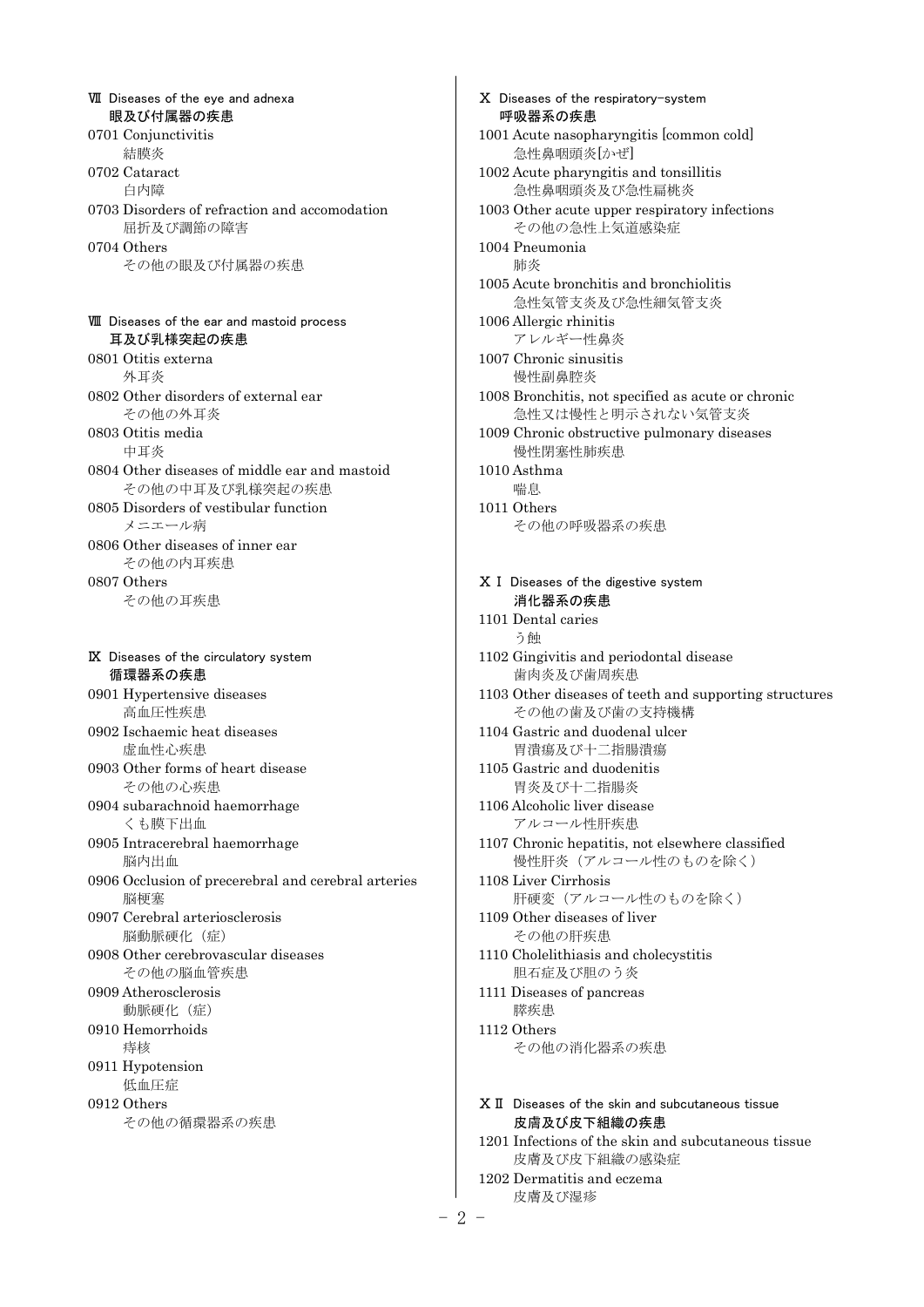## Ⅶ Diseases of the eye and adnexa
## 眼及び付属器の疾患

0701 Conjunctivitis
結膜炎

0702 Cataract
白内障

0703 Disorders of refraction and accomodation
屈折及び調節の障害

0704 Others
その他の眼及び付属器の疾患

## Ⅷ Diseases of the ear and mastoid process
## 耳及び乳様突起の疾患

0801 Otitis externa
外耳炎

0802 Other disorders of external ear
その他の外耳炎

0803 Otitis media
中耳炎

0804 Other diseases of middle ear and mastoid
その他の中耳及び乳様突起の疾患

0805 Disorders of vestibular function
メニエール病

0806 Other diseases of inner ear
その他の内耳疾患

0807 Others
その他の耳疾患

## Ⅸ Diseases of the circulatory system
## 循環器系の疾患

0901 Hypertensive diseases
高血圧性疾患

0902 Ischaemic heat diseases
虚血性心疾患

0903 Other forms of heart disease
その他の心疾患

0904 subarachnoid haemorrhage
くも膜下出血

0905 Intracerebral haemorrhage
脳内出血

0906 Occlusion of precerebral and cerebral arteries
脳梗塞

0907 Cerebral arteriosclerosis
脳動脈硬化（症）

0908 Other cerebrovascular diseases
その他の脳血管疾患

0909 Atherosclerosis
動脈硬化（症）

0910 Hemorrhoids
痔核

0911 Hypotension
低血圧症

0912 Others
その他の循環器系の疾患

## Ⅹ Diseases of the respiratory-system
## 呼吸器系の疾患

1001 Acute nasopharyngitis [common cold]
急性鼻咽頭炎[かぜ]

1002 Acute pharyngitis and tonsillitis
急性鼻咽頭炎及び急性扁桃炎

1003 Other acute upper respiratory infections
その他の急性上気道感染症

1004 Pneumonia
肺炎

1005 Acute bronchitis and bronchiolitis
急性気管支炎及び急性細気管支炎

1006 Allergic rhinitis
アレルギー性鼻炎

1007 Chronic sinusitis
慢性副鼻腔炎

1008 Bronchitis, not specified as acute or chronic
急性又は慢性と明示されない気管支炎

1009 Chronic obstructive pulmonary diseases
慢性閉塞性肺疾患

1010 Asthma
喘息

1011 Others
その他の呼吸器系の疾患

## ⅩⅠ Diseases of the digestive system
## 消化器系の疾患

1101 Dental caries
う蝕

1102 Gingivitis and periodontal disease
歯肉炎及び歯周疾患

1103 Other diseases of teeth and supporting structures
その他の歯及び歯の支持機構

1104 Gastric and duodenal ulcer
胃潰瘍及び十二指腸潰瘍

1105 Gastric and duodenitis
胃炎及び十二指腸炎

1106 Alcoholic liver disease
アルコール性肝疾患

1107 Chronic hepatitis, not elsewhere classified
慢性肝炎（アルコール性のものを除く）

1108 Liver Cirrhosis
肝硬変（アルコール性のものを除く）

1109 Other diseases of liver
その他の肝疾患

1110 Cholelithiasis and cholecystitis
胆石症及び胆のう炎

1111 Diseases of pancreas
膵疾患

1112 Others
その他の消化器系の疾患

## ⅩⅡ Diseases of the skin and subcutaneous tissue
## 皮膚及び皮下組織の疾患

1201 Infections of the skin and subcutaneous tissue
皮膚及び皮下組織の感染症

1202 Dermatitis and eczema
皮膚及び湿疹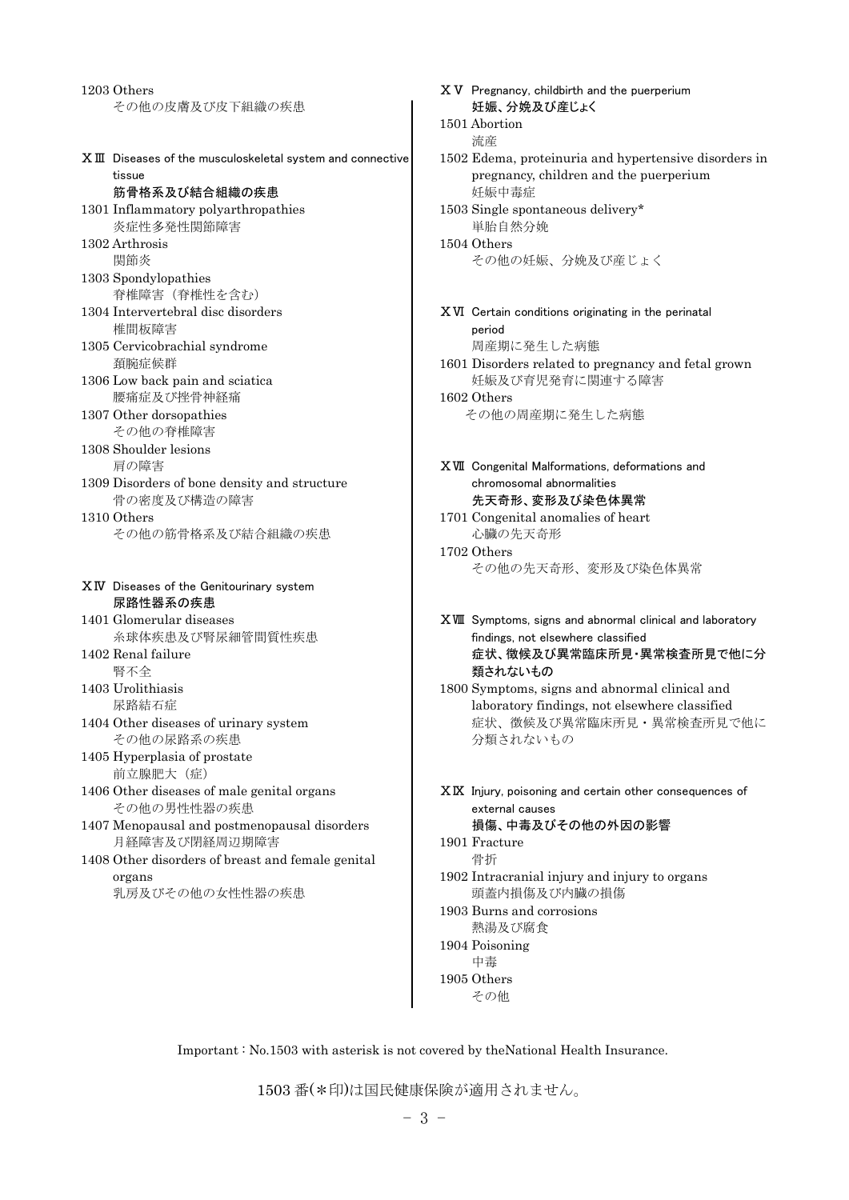1203 Others
その他の皮膚及び皮下組織の疾患

## ＸⅢ Diseases of the musculoskeletal system and connective tissue
## 筋骨格系及び結合組織の疾患

1301 Inflammatory polyarthropathies
炎症性多発性関節障害

1302 Arthrosis
関節炎

1303 Spondylopathies
脊椎障害（脊椎性を含む）

1304 Intervertebral disc disorders
椎間板障害

1305 Cervicobrachial syndrome
頚腕症候群

1306 Low back pain and sciatica
腰痛症及び挫骨神経痛

1307 Other dorsopathies
その他の脊椎障害

1308 Shoulder lesions
肩の障害

1309 Disorders of bone density and structure
骨の密度及び構造の障害

1310 Others
その他の筋骨格系及び結合組織の疾患

## ＸⅣ Diseases of the Genitourinary system
## 尿路性器系の疾患

1401 Glomerular diseases
糸球体疾患及び腎尿細管間質性疾患

1402 Renal failure
腎不全

1403 Urolithiasis
尿路結石症

1404 Other diseases of urinary system
その他の尿路系の疾患

1405 Hyperplasia of prostate
前立腺肥大（症）

1406 Other diseases of male genital organs
その他の男性性器の疾患

1407 Menopausal and postmenopausal disorders
月経障害及び閉経周辺期障害

1408 Other disorders of breast and female genital organs
乳房及びその他の女性性器の疾患

## ＸＶ Pregnancy, childbirth and the puerperium
## 妊娠、分娩及び産じょく

1501 Abortion
流産

1502 Edema, proteinuria and hypertensive disorders in pregnancy, children and the puerperium
妊娠中毒症

1503 Single spontaneous delivery*
単胎自然分娩

1504 Others
その他の妊娠、分娩及び産じょく

## ＸⅥ Certain conditions originating in the perinatal period
## 周産期に発生した病態

1601 Disorders related to pregnancy and fetal grown
妊娠及び育児発育に関連する障害

1602 Others
その他の周産期に発生した病態

## ＸⅦ Congenital Malformations, deformations and chromosomal abnormalities
## 先天奇形、変形及び染色体異常

1701 Congenital anomalies of heart
心臓の先天奇形

1702 Others
その他の先天奇形、変形及び染色体異常

## ＸⅧ Symptoms, signs and abnormal clinical and laboratory findings, not elsewhere classified
## 症状、徴候及び異常臨床所見・異常検査所見で他に分類されないもの

1800 Symptoms, signs and abnormal clinical and laboratory findings, not elsewhere classified
症状、徴候及び異常臨床所見・異常検査所見で他に分類されないもの

## ＸⅨ Injury, poisoning and certain other consequences of external causes
## 損傷、中毒及びその他の外因の影響

1901 Fracture
骨折

1902 Intracranial injury and injury to organs
頭蓋内損傷及び内臓の損傷

1903 Burns and corrosions
熱湯及び腐食

1904 Poisoning
中毒

1905 Others
その他

Important : No.1503 with asterisk is not covered by theNational Health Insurance.

1503 番(＊印)は国民健康保険が適用されません。